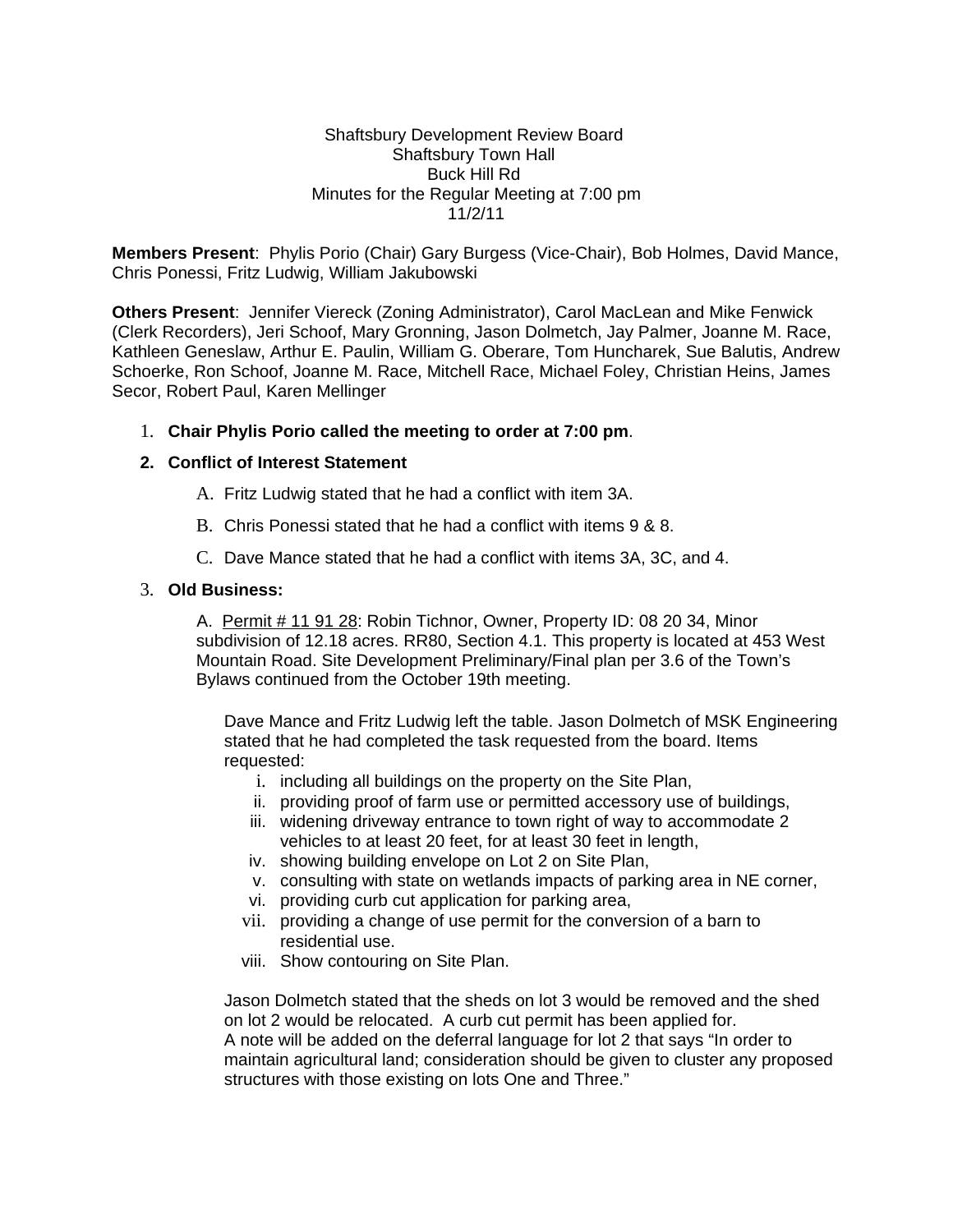Shaftsbury Development Review Board
Shaftsbury Town Hall
Buck Hill Rd
Minutes for the Regular Meeting at 7:00 pm
11/2/11

**Members Present**: Phylis Porio (Chair) Gary Burgess (Vice-Chair), Bob Holmes, David Mance, Chris Ponessi, Fritz Ludwig, William Jakubowski

**Others Present**: Jennifer Viereck (Zoning Administrator), Carol MacLean and Mike Fenwick (Clerk Recorders), Jeri Schoof, Mary Gronning, Jason Dolmetch, Jay Palmer, Joanne M. Race, Kathleen Geneslaw, Arthur E. Paulin, William G. Oberare, Tom Huncharek, Sue Balutis, Andrew Schoerke, Ron Schoof, Joanne M. Race, Mitchell Race, Michael Foley, Christian Heins, James Secor, Robert Paul, Karen Mellinger

1. **Chair Phylis Porio called the meeting to order at 7:00 pm**.

2. **Conflict of Interest Statement**

   A. Fritz Ludwig stated that he had a conflict with item 3A.

   B. Chris Ponessi stated that he had a conflict with items 9 & 8.

   C. Dave Mance stated that he had a conflict with items 3A, 3C, and 4.

3. **Old Business:**

   A. Permit # 11 91 28: Robin Tichnor, Owner, Property ID: 08 20 34, Minor subdivision of 12.18 acres. RR80, Section 4.1. This property is located at 453 West Mountain Road. Site Development Preliminary/Final plan per 3.6 of the Town's Bylaws continued from the October 19th meeting.

   Dave Mance and Fritz Ludwig left the table. Jason Dolmetch of MSK Engineering stated that he had completed the task requested from the board. Items requested:

   i. including all buildings on the property on the Site Plan,
   ii. providing proof of farm use or permitted accessory use of buildings,
   iii. widening driveway entrance to town right of way to accommodate 2 vehicles to at least 20 feet, for at least 30 feet in length,
   iv. showing building envelope on Lot 2 on Site Plan,
   v. consulting with state on wetlands impacts of parking area in NE corner,
   vi. providing curb cut application for parking area,
   vii. providing a change of use permit for the conversion of a barn to residential use.
   viii. Show contouring on Site Plan.

   Jason Dolmetch stated that the sheds on lot 3 would be removed and the shed on lot 2 would be relocated. A curb cut permit has been applied for.
   A note will be added on the deferral language for lot 2 that says "In order to maintain agricultural land; consideration should be given to cluster any proposed structures with those existing on lots One and Three."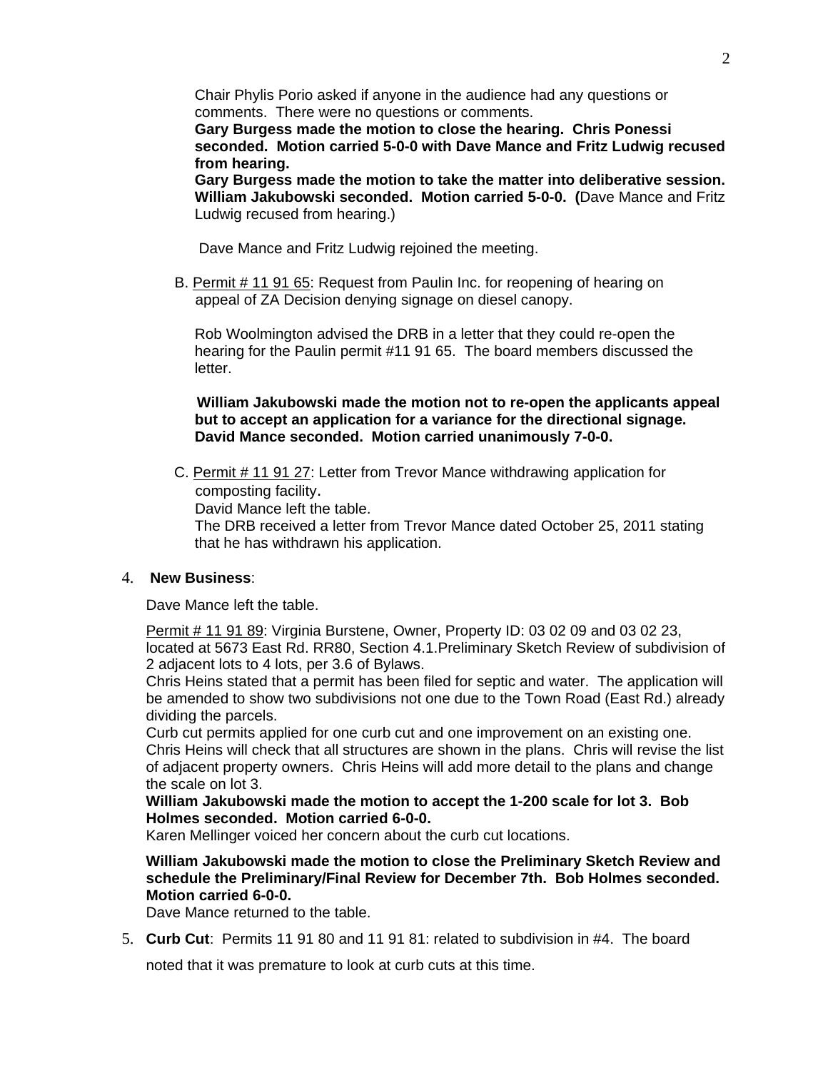Chair Phylis Porio asked if anyone in the audience had any questions or comments. There were no questions or comments.

**Gary Burgess made the motion to close the hearing. Chris Ponessi seconded. Motion carried 5-0-0 with Dave Mance and Fritz Ludwig recused from hearing.**

**Gary Burgess made the motion to take the matter into deliberative session. William Jakubowski seconded. Motion carried 5-0-0. (**Dave Mance and Fritz Ludwig recused from hearing.)

Dave Mance and Fritz Ludwig rejoined the meeting.

B. Permit # 11 91 65: Request from Paulin Inc. for reopening of hearing on appeal of ZA Decision denying signage on diesel canopy.

Rob Woolmington advised the DRB in a letter that they could re-open the hearing for the Paulin permit #11 91 65. The board members discussed the letter.

**William Jakubowski made the motion not to re-open the applicants appeal but to accept an application for a variance for the directional signage. David Mance seconded. Motion carried unanimously 7-0-0.**

C. Permit # 11 91 27: Letter from Trevor Mance withdrawing application for composting facility.
David Mance left the table.
The DRB received a letter from Trevor Mance dated October 25, 2011 stating that he has withdrawn his application.

4. **New Business**:

Dave Mance left the table.

Permit # 11 91 89: Virginia Burstene, Owner, Property ID: 03 02 09 and 03 02 23, located at 5673 East Rd. RR80, Section 4.1.Preliminary Sketch Review of subdivision of 2 adjacent lots to 4 lots, per 3.6 of Bylaws.
Chris Heins stated that a permit has been filed for septic and water. The application will be amended to show two subdivisions not one due to the Town Road (East Rd.) already dividing the parcels.
Curb cut permits applied for one curb cut and one improvement on an existing one. Chris Heins will check that all structures are shown in the plans. Chris will revise the list of adjacent property owners. Chris Heins will add more detail to the plans and change the scale on lot 3.

**William Jakubowski made the motion to accept the 1-200 scale for lot 3. Bob Holmes seconded. Motion carried 6-0-0.**

Karen Mellinger voiced her concern about the curb cut locations.

**William Jakubowski made the motion to close the Preliminary Sketch Review and schedule the Preliminary/Final Review for December 7th. Bob Holmes seconded. Motion carried 6-0-0.**

Dave Mance returned to the table.

5. **Curb Cut**: Permits 11 91 80 and 11 91 81: related to subdivision in #4. The board noted that it was premature to look at curb cuts at this time.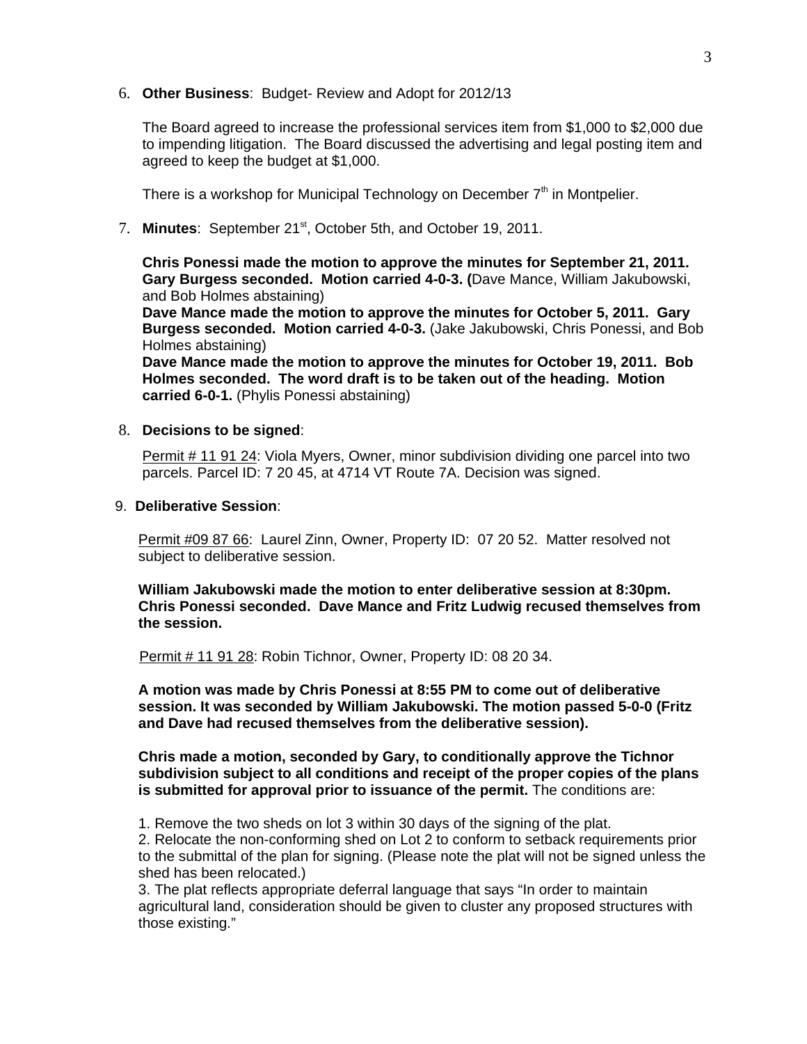6. **Other Business**: Budget- Review and Adopt for 2012/13

   The Board agreed to increase the professional services item from $1,000 to $2,000 due to impending litigation. The Board discussed the advertising and legal posting item and agreed to keep the budget at $1,000.

   There is a workshop for Municipal Technology on December 7th in Montpelier.

7. **Minutes**: September 21st, October 5th, and October 19, 2011.

   **Chris Ponessi made the motion to approve the minutes for September 21, 2011. Gary Burgess seconded. Motion carried 4-0-3. (**Dave Mance, William Jakubowski, and Bob Holmes abstaining)
   **Dave Mance made the motion to approve the minutes for October 5, 2011. Gary Burgess seconded. Motion carried 4-0-3.** (Jake Jakubowski, Chris Ponessi, and Bob Holmes abstaining)
   **Dave Mance made the motion to approve the minutes for October 19, 2011. Bob Holmes seconded. The word draft is to be taken out of the heading. Motion carried 6-0-1.** (Phylis Ponessi abstaining)

8. **Decisions to be signed**:

   Permit # 11 91 24: Viola Myers, Owner, minor subdivision dividing one parcel into two parcels. Parcel ID: 7 20 45, at 4714 VT Route 7A. Decision was signed.

9. **Deliberative Session**:

   Permit #09 87 66: Laurel Zinn, Owner, Property ID: 07 20 52. Matter resolved not subject to deliberative session.

   **William Jakubowski made the motion to enter deliberative session at 8:30pm. Chris Ponessi seconded. Dave Mance and Fritz Ludwig recused themselves from the session.**

   Permit # 11 91 28: Robin Tichnor, Owner, Property ID: 08 20 34.

   **A motion was made by Chris Ponessi at 8:55 PM to come out of deliberative session. It was seconded by William Jakubowski. The motion passed 5-0-0 (Fritz and Dave had recused themselves from the deliberative session).**

   **Chris made a motion, seconded by Gary, to conditionally approve the Tichnor subdivision subject to all conditions and receipt of the proper copies of the plans is submitted for approval prior to issuance of the permit.** The conditions are:

   1. Remove the two sheds on lot 3 within 30 days of the signing of the plat.
   2. Relocate the non-conforming shed on Lot 2 to conform to setback requirements prior to the submittal of the plan for signing. (Please note the plat will not be signed unless the shed has been relocated.)
   3. The plat reflects appropriate deferral language that says "In order to maintain agricultural land, consideration should be given to cluster any proposed structures with those existing."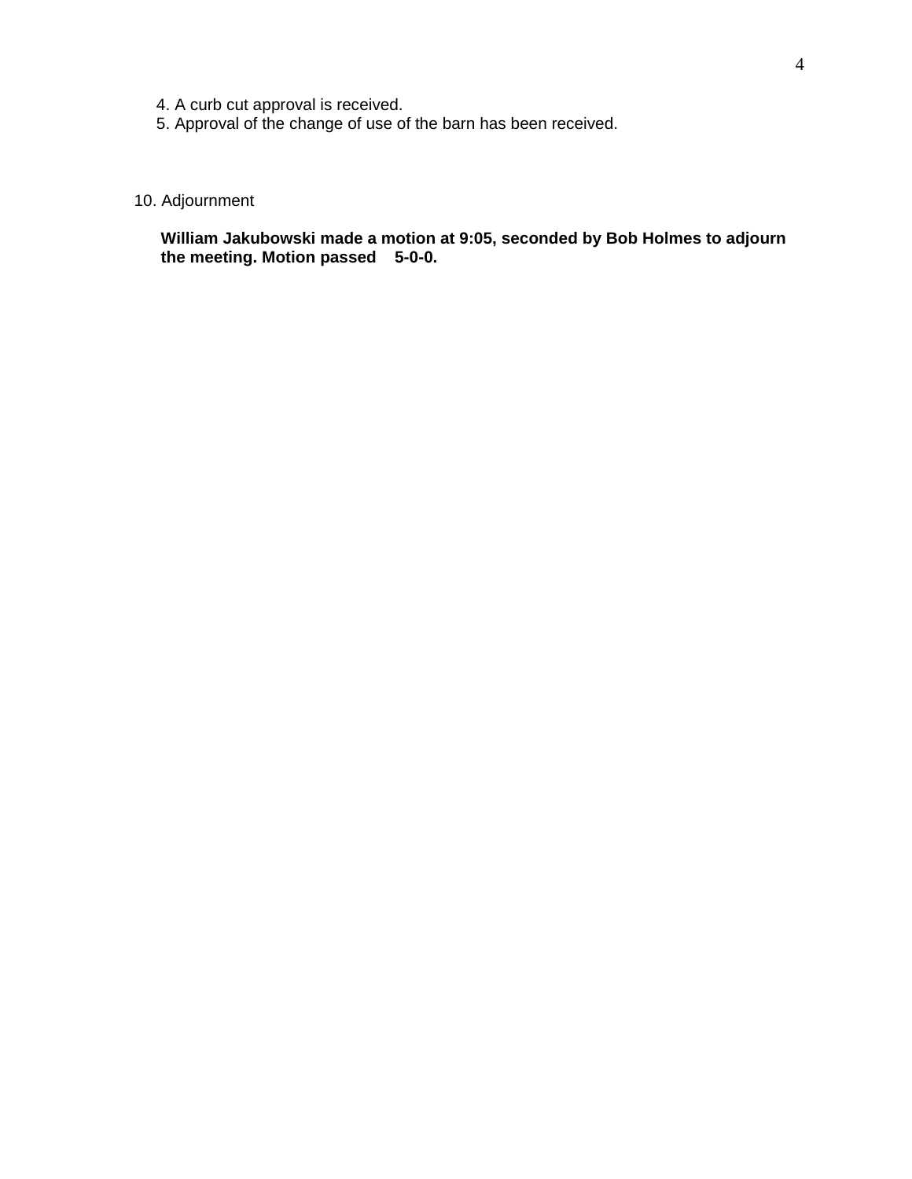4. A curb cut approval is received.
5. Approval of the change of use of the barn has been received.

10. Adjournment

**William Jakubowski made a motion at 9:05, seconded by Bob Holmes to adjourn the meeting. Motion passed 5-0-0.**